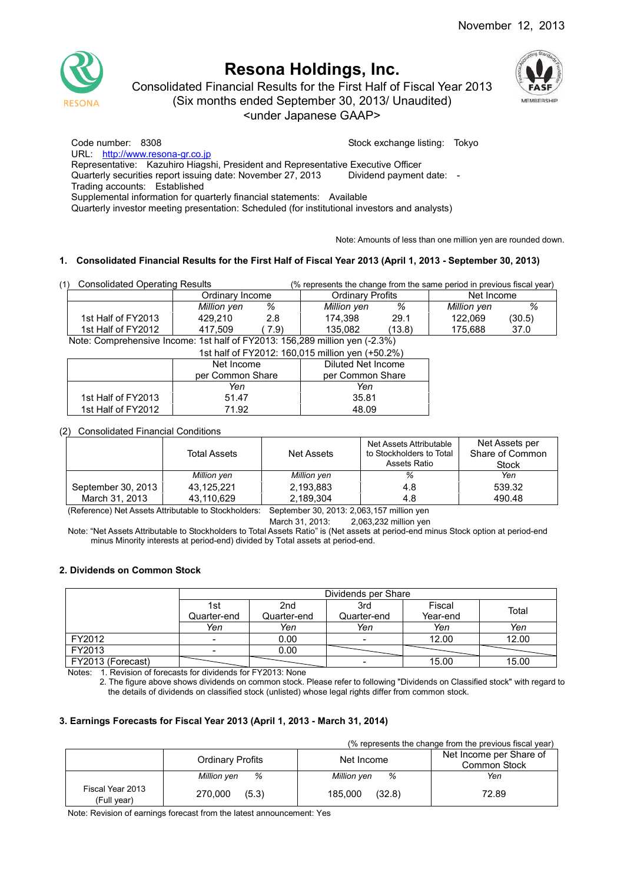November 12, 2013

# Resona Holdings, Inc.

Consolidated Financial Results for the First Half of Fiscal Year 2013
(Six months ended September 30, 2013/ Unaudited)
<under Japanese GAAP>

Code number: 8308 Stock exchange listing: Tokyo
URL: http://www.resona-gr.co.jp
Representative: Kazuhiro Hiagshi, President and Representative Executive Officer
Quarterly securities report issuing date: November 27, 2013 Dividend payment date: -
Trading accounts: Established
Supplemental information for quarterly financial statements: Available
Quarterly investor meeting presentation: Scheduled (for institutional investors and analysts)

Note: Amounts of less than one million yen are rounded down.

## 1. Consolidated Financial Results for the First Half of Fiscal Year 2013 (April 1, 2013 - September 30, 2013)

(1) Consolidated Operating Results (% represents the change from the same period in previous fiscal year)

| | Ordinary Income | | Ordinary Profits | | Net Income | |
|---|---|---|---|---|---|---|
| | *Million yen* | *%* | *Million yen* | *%* | *Million yen* | *%* |
| 1st Half of FY2013 | 429,210 | 2.8 | 174,398 | 29.1 | 122,069 | (30.5) |
| 1st Half of FY2012 | 417,509 | ( 7.9) | 135,082 | (13.8) | 175,688 | 37.0 |

Note: Comprehensive Income: 1st half of FY2013: 156,289 million yen (-2.3%)
1st half of FY2012: 160,015 million yen (+50.2%)

| | Net Income per Common Share | Diluted Net Income per Common Share |
|---|---|---|
| | *Yen* | *Yen* |
| 1st Half of FY2013 | 51.47 | 35.81 |
| 1st Half of FY2012 | 71.92 | 48.09 |

(2) Consolidated Financial Conditions

| | Total Assets | Net Assets | Net Assets Attributable to Stockholders to Total Assets Ratio | Net Assets per Share of Common Stock |
|---|---|---|---|---|
| | *Million yen* | *Million yen* | *%* | *Yen* |
| September 30, 2013 | 43,125,221 | 2,193,883 | 4.8 | 539.32 |
| March 31, 2013 | 43,110,629 | 2,189,304 | 4.8 | 490.48 |

(Reference) Net Assets Attributable to Stockholders: September 30, 2013: 2,063,157 million yen
March 31, 2013: 2,063,232 million yen

Note: "Net Assets Attributable to Stockholders to Total Assets Ratio" is (Net assets at period-end minus Stock option at period-end minus Minority interests at period-end) divided by Total assets at period-end.

## 2. Dividends on Common Stock

| | Dividends per Share | | | | |
|---|---|---|---|---|---|
| | 1st Quarter-end | 2nd Quarter-end | 3rd Quarter-end | Fiscal Year-end | Total |
| | *Yen* | *Yen* | *Yen* | *Yen* | *Yen* |
| FY2012 | - | 0.00 | - | 12.00 | 12.00 |
| FY2013 | - | 0.00 | | | |
| FY2013 (Forecast) | | | - | 15.00 | 15.00 |

Notes: 1. Revision of forecasts for dividends for FY2013: None
2. The figure above shows dividends on common stock. Please refer to following "Dividends on Classified stock" with regard to the details of dividends on classified stock (unlisted) whose legal rights differ from common stock.

## 3. Earnings Forecasts for Fiscal Year 2013 (April 1, 2013 - March 31, 2014)

(% represents the change from the previous fiscal year)

| | Ordinary Profits | | Net Income | | Net Income per Share of Common Stock |
|---|---|---|---|---|---|
| | *Million yen* | *%* | *Million yen* | *%* | *Yen* |
| Fiscal Year 2013 (Full year) | 270,000 | (5.3) | 185,000 | (32.8) | 72.89 |

Note: Revision of earnings forecast from the latest announcement: Yes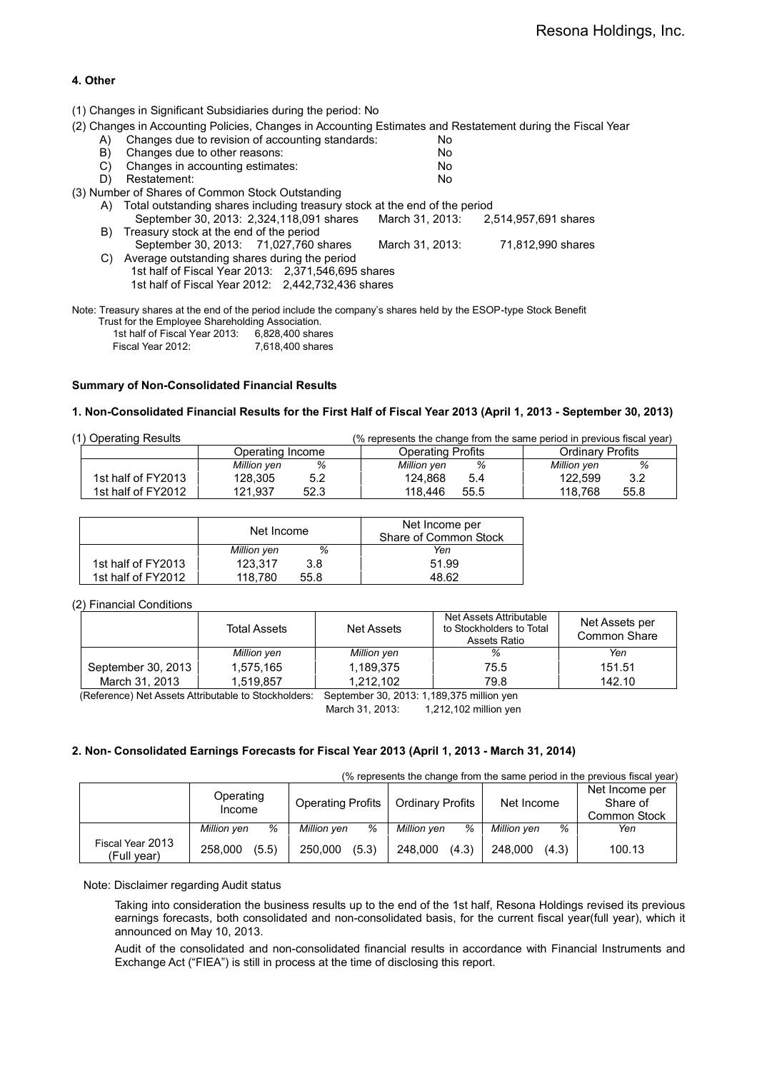## 4. Other

(1) Changes in Significant Subsidiaries during the period: No

(2) Changes in Accounting Policies, Changes in Accounting Estimates and Restatement during the Fiscal Year

- A) Changes due to revision of accounting standards: No
- B) Changes due to other reasons: No
- C) Changes in accounting estimates: No
- D) Restatement: No

(3) Number of Shares of Common Stock Outstanding

- A) Total outstanding shares including treasury stock at the end of the period
  September 30, 2013: 2,324,118,091 shares  March 31, 2013: 2,514,957,691 shares
- B) Treasury stock at the end of the period
  September 30, 2013: 71,027,760 shares  March 31, 2013: 71,812,990 shares
- C) Average outstanding shares during the period
  1st half of Fiscal Year 2013: 2,371,546,695 shares
  1st half of Fiscal Year 2012: 2,442,732,436 shares

Note: Treasury shares at the end of the period include the company's shares held by the ESOP-type Stock Benefit Trust for the Employee Shareholding Association.
1st half of Fiscal Year 2013: 6,828,400 shares
Fiscal Year 2012: 7,618,400 shares

### Summary of Non-Consolidated Financial Results

### 1. Non-Consolidated Financial Results for the First Half of Fiscal Year 2013 (April 1, 2013 - September 30, 2013)

(1) Operating Results (% represents the change from the same period in previous fiscal year)

| | Operating Income | | Operating Profits | | Ordinary Profits | |
|---|---|---|---|---|---|---|
| | *Million yen* | *%* | *Million yen* | *%* | *Million yen* | *%* |
| 1st half of FY2013 | 128,305 | 5.2 | 124,868 | 5.4 | 122,599 | 3.2 |
| 1st half of FY2012 | 121,937 | 52.3 | 118,446 | 55.5 | 118,768 | 55.8 |

| | Net Income | | Net Income per Share of Common Stock |
|---|---|---|---|
| | *Million yen* | *%* | *Yen* |
| 1st half of FY2013 | 123,317 | 3.8 | 51.99 |
| 1st half of FY2012 | 118,780 | 55.8 | 48.62 |

(2) Financial Conditions

| | Total Assets | Net Assets | Net Assets Attributable to Stockholders to Total Assets Ratio | Net Assets per Common Share |
|---|---|---|---|---|
| | *Million yen* | *Million yen* | *%* | *Yen* |
| September 30, 2013 | 1,575,165 | 1,189,375 | 75.5 | 151.51 |
| March 31, 2013 | 1,519,857 | 1,212,102 | 79.8 | 142.10 |

(Reference) Net Assets Attributable to Stockholders: September 30, 2013: 1,189,375 million yen
March 31, 2013: 1,212,102 million yen

### 2. Non- Consolidated Earnings Forecasts for Fiscal Year 2013 (April 1, 2013 - March 31, 2014)

(% represents the change from the same period in the previous fiscal year)

| | Operating Income | | Operating Profits | | Ordinary Profits | | Net Income | | Net Income per Share of Common Stock |
|---|---|---|---|---|---|---|---|---|---|
| | *Million yen* | *%* | *Million yen* | *%* | *Million yen* | *%* | *Million yen* | *%* | *Yen* |
| Fiscal Year 2013 (Full year) | 258,000 | (5.5) | 250,000 | (5.3) | 248,000 | (4.3) | 248,000 | (4.3) | 100.13 |

Note: Disclaimer regarding Audit status

Taking into consideration the business results up to the end of the 1st half, Resona Holdings revised its previous earnings forecasts, both consolidated and non-consolidated basis, for the current fiscal year(full year), which it announced on May 10, 2013.

Audit of the consolidated and non-consolidated financial results in accordance with Financial Instruments and Exchange Act ("FIEA") is still in process at the time of disclosing this report.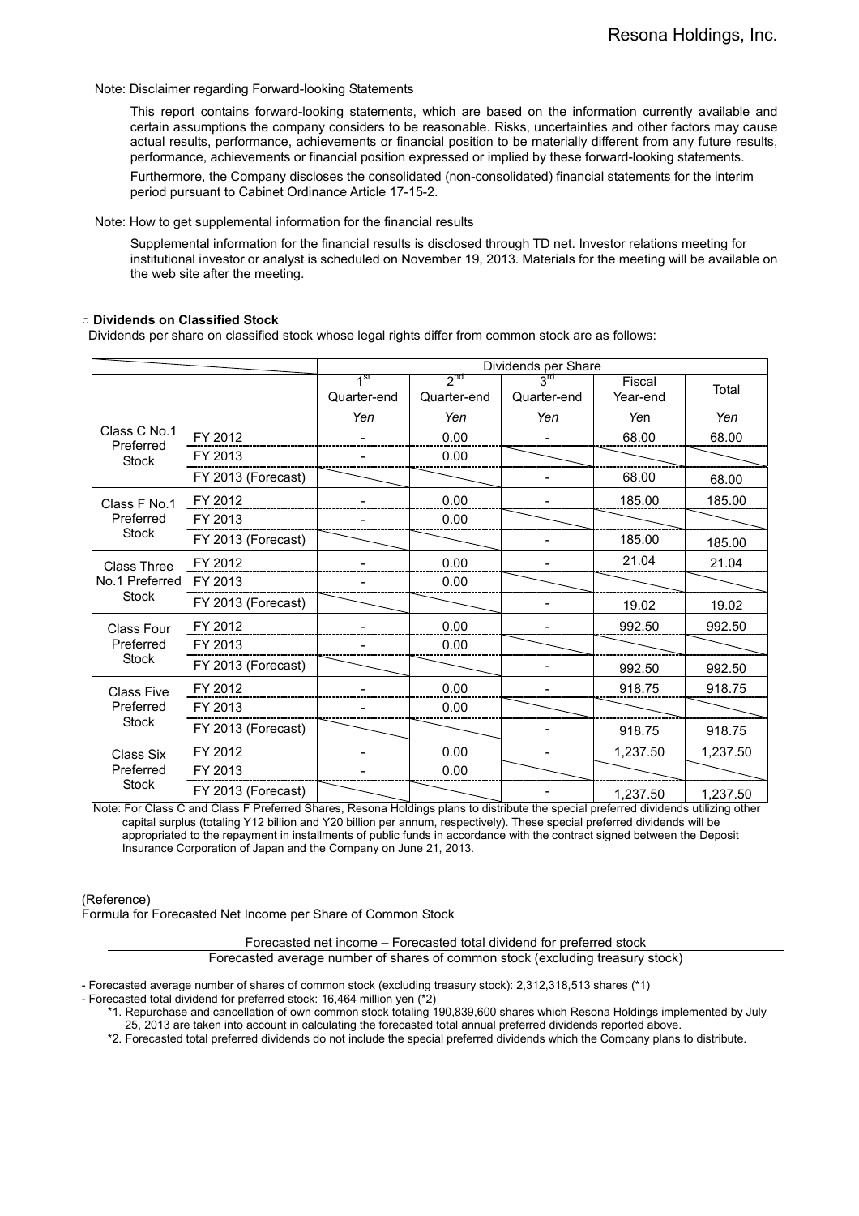Note: Disclaimer regarding Forward-looking Statements

This report contains forward-looking statements, which are based on the information currently available and certain assumptions the company considers to be reasonable. Risks, uncertainties and other factors may cause actual results, performance, achievements or financial position to be materially different from any future results, performance, achievements or financial position expressed or implied by these forward-looking statements.

Furthermore, the Company discloses the consolidated (non-consolidated) financial statements for the interim period pursuant to Cabinet Ordinance Article 17-15-2.

Note: How to get supplemental information for the financial results

Supplemental information for the financial results is disclosed through TD net. Investor relations meeting for institutional investor or analyst is scheduled on November 19, 2013. Materials for the meeting will be available on the web site after the meeting.

○ **Dividends on Classified Stock**

Dividends per share on classified stock whose legal rights differ from common stock are as follows:

| | | Dividends per Share | | | | |
|---|---|---|---|---|---|---|
| | | 1st Quarter-end | 2nd Quarter-end | 3rd Quarter-end | Fiscal Year-end | Total |
| | | *Yen* | *Yen* | *Yen* | *Yen* | *Yen* |
| Class C No.1 Preferred Stock | FY 2012 | - | 0.00 | - | 68.00 | 68.00 |
| | FY 2013 | - | 0.00 | | | |
| | FY 2013 (Forecast) | | | - | 68.00 | 68.00 |
| Class F No.1 Preferred Stock | FY 2012 | - | 0.00 | - | 185.00 | 185.00 |
| | FY 2013 | - | 0.00 | | | |
| | FY 2013 (Forecast) | | | - | 185.00 | 185.00 |
| Class Three No.1 Preferred Stock | FY 2012 | - | 0.00 | - | 21.04 | 21.04 |
| | FY 2013 | - | 0.00 | | | |
| | FY 2013 (Forecast) | | | - | 19.02 | 19.02 |
| Class Four Preferred Stock | FY 2012 | - | 0.00 | - | 992.50 | 992.50 |
| | FY 2013 | - | 0.00 | | | |
| | FY 2013 (Forecast) | | | - | 992.50 | 992.50 |
| Class Five Preferred Stock | FY 2012 | - | 0.00 | - | 918.75 | 918.75 |
| | FY 2013 | - | 0.00 | | | |
| | FY 2013 (Forecast) | | | - | 918.75 | 918.75 |
| Class Six Preferred Stock | FY 2012 | - | 0.00 | - | 1,237.50 | 1,237.50 |
| | FY 2013 | - | 0.00 | | | |
| | FY 2013 (Forecast) | | | - | 1,237.50 | 1,237.50 |

Note: For Class C and Class F Preferred Shares, Resona Holdings plans to distribute the special preferred dividends utilizing other capital surplus (totaling Y12 billion and Y20 billion per annum, respectively). These special preferred dividends will be appropriated to the repayment in installments of public funds in accordance with the contract signed between the Deposit Insurance Corporation of Japan and the Company on June 21, 2013.

(Reference)

Formula for Forecasted Net Income per Share of Common Stock

$$\frac{\text{Forecasted net income} - \text{Forecasted total dividend for preferred stock}}{\text{Forecasted average number of shares of common stock (excluding treasury stock)}}$$

- Forecasted average number of shares of common stock (excluding treasury stock): 2,312,318,513 shares (*1)
- Forecasted total dividend for preferred stock: 16,464 million yen (*2)

*1. Repurchase and cancellation of own common stock totaling 190,839,600 shares which Resona Holdings implemented by July 25, 2013 are taken into account in calculating the forecasted total annual preferred dividends reported above.

*2. Forecasted total preferred dividends do not include the special preferred dividends which the Company plans to distribute.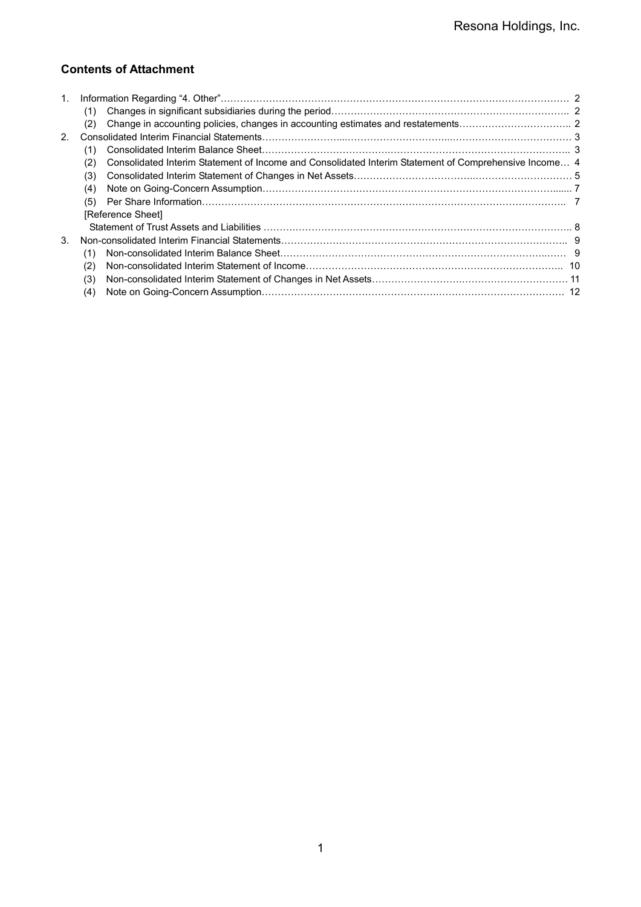## Contents of Attachment

1. Information Regarding "4. Other"………………………………………………………………………………………………… 2
   - (1) Changes in significant subsidiaries during the period……………………………………………………………….. 2
   - (2) Change in accounting policies, changes in accounting estimates and restatements…………………………….. 2
2. Consolidated Interim Financial Statements…………………………………………………………………………………… 3
   - (1) Consolidated Interim Balance Sheet……………………………………………………………………………………. 3
   - (2) Consolidated Interim Statement of Income and Consolidated Interim Statement of Comprehensive Income… 4
   - (3) Consolidated Interim Statement of Changes in Net Assets……………………………………………………………. 5
   - (4) Note on Going-Concern Assumption…………………………………………………………………………………...... 7
   - (5) Per Share Information……………………………………………………………………………………………………. 7
   - [Reference Sheet]
     Statement of Trust Assets and Liabilities ………………………………………………………………………………….. 8
3. Non-consolidated Interim Financial Statements……………………………………………………………………………….. 9
   - (1) Non-consolidated Interim Balance Sheet………………………………………………………………………….…… 9
   - (2) Non-consolidated Interim Statement of Income……………………………………………………………………….. 10
   - (3) Non-consolidated Interim Statement of Changes in Net Assets……………………………………………………… 11
   - (4) Note on Going-Concern Assumption…………………………………………………………………………………… 12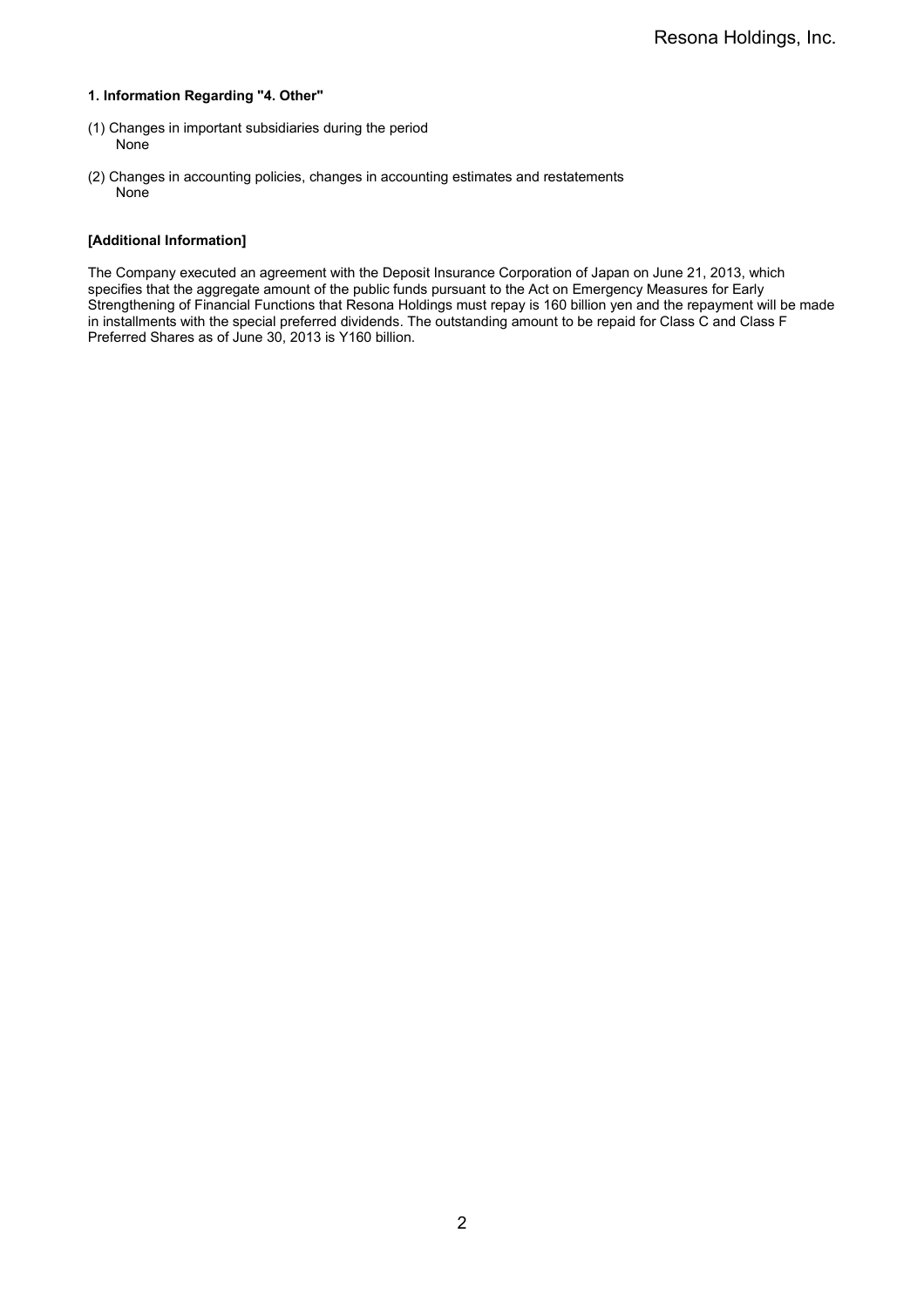### 1. Information Regarding "4. Other"

(1) Changes in important subsidiaries during the period
None

(2) Changes in accounting policies, changes in accounting estimates and restatements
None

**[Additional Information]**

The Company executed an agreement with the Deposit Insurance Corporation of Japan on June 21, 2013, which specifies that the aggregate amount of the public funds pursuant to the Act on Emergency Measures for Early Strengthening of Financial Functions that Resona Holdings must repay is 160 billion yen and the repayment will be made in installments with the special preferred dividends. The outstanding amount to be repaid for Class C and Class F Preferred Shares as of June 30, 2013 is Y160 billion.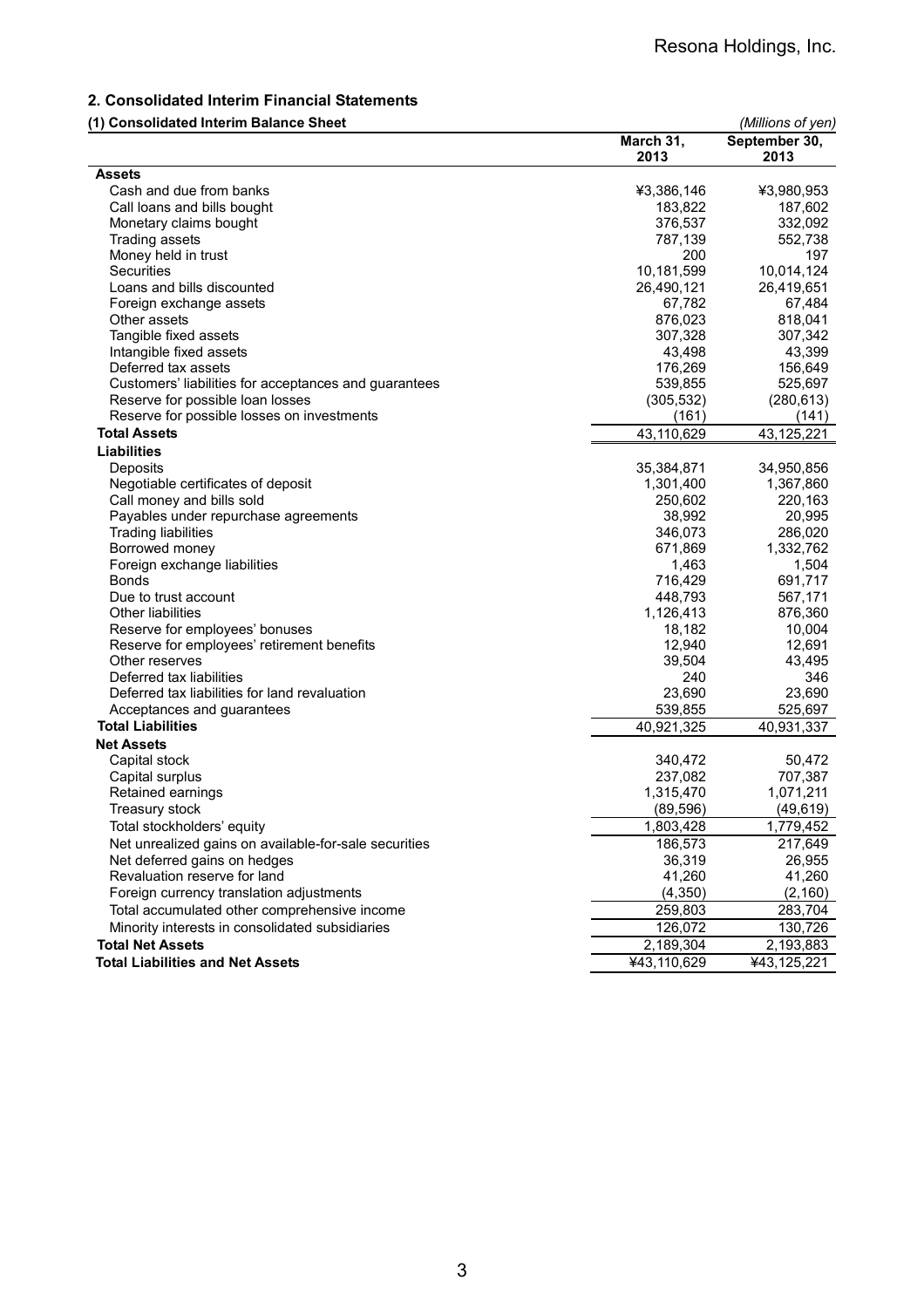## 2. Consolidated Interim Financial Statements

### (1) Consolidated Interim Balance Sheet

*(Millions of yen)*

| | March 31, 2013 | September 30, 2013 |
|---|---|---|
| **Assets** | | |
| Cash and due from banks | ¥3,386,146 | ¥3,980,953 |
| Call loans and bills bought | 183,822 | 187,602 |
| Monetary claims bought | 376,537 | 332,092 |
| Trading assets | 787,139 | 552,738 |
| Money held in trust | 200 | 197 |
| Securities | 10,181,599 | 10,014,124 |
| Loans and bills discounted | 26,490,121 | 26,419,651 |
| Foreign exchange assets | 67,782 | 67,484 |
| Other assets | 876,023 | 818,041 |
| Tangible fixed assets | 307,328 | 307,342 |
| Intangible fixed assets | 43,498 | 43,399 |
| Deferred tax assets | 176,269 | 156,649 |
| Customers' liabilities for acceptances and guarantees | 539,855 | 525,697 |
| Reserve for possible loan losses | (305,532) | (280,613) |
| Reserve for possible losses on investments | (161) | (141) |
| **Total Assets** | 43,110,629 | 43,125,221 |
| **Liabilities** | | |
| Deposits | 35,384,871 | 34,950,856 |
| Negotiable certificates of deposit | 1,301,400 | 1,367,860 |
| Call money and bills sold | 250,602 | 220,163 |
| Payables under repurchase agreements | 38,992 | 20,995 |
| Trading liabilities | 346,073 | 286,020 |
| Borrowed money | 671,869 | 1,332,762 |
| Foreign exchange liabilities | 1,463 | 1,504 |
| Bonds | 716,429 | 691,717 |
| Due to trust account | 448,793 | 567,171 |
| Other liabilities | 1,126,413 | 876,360 |
| Reserve for employees' bonuses | 18,182 | 10,004 |
| Reserve for employees' retirement benefits | 12,940 | 12,691 |
| Other reserves | 39,504 | 43,495 |
| Deferred tax liabilities | 240 | 346 |
| Deferred tax liabilities for land revaluation | 23,690 | 23,690 |
| Acceptances and guarantees | 539,855 | 525,697 |
| **Total Liabilities** | 40,921,325 | 40,931,337 |
| **Net Assets** | | |
| Capital stock | 340,472 | 50,472 |
| Capital surplus | 237,082 | 707,387 |
| Retained earnings | 1,315,470 | 1,071,211 |
| Treasury stock | (89,596) | (49,619) |
| Total stockholders' equity | 1,803,428 | 1,779,452 |
| Net unrealized gains on available-for-sale securities | 186,573 | 217,649 |
| Net deferred gains on hedges | 36,319 | 26,955 |
| Revaluation reserve for land | 41,260 | 41,260 |
| Foreign currency translation adjustments | (4,350) | (2,160) |
| Total accumulated other comprehensive income | 259,803 | 283,704 |
| Minority interests in consolidated subsidiaries | 126,072 | 130,726 |
| **Total Net Assets** | 2,189,304 | 2,193,883 |
| **Total Liabilities and Net Assets** | ¥43,110,629 | ¥43,125,221 |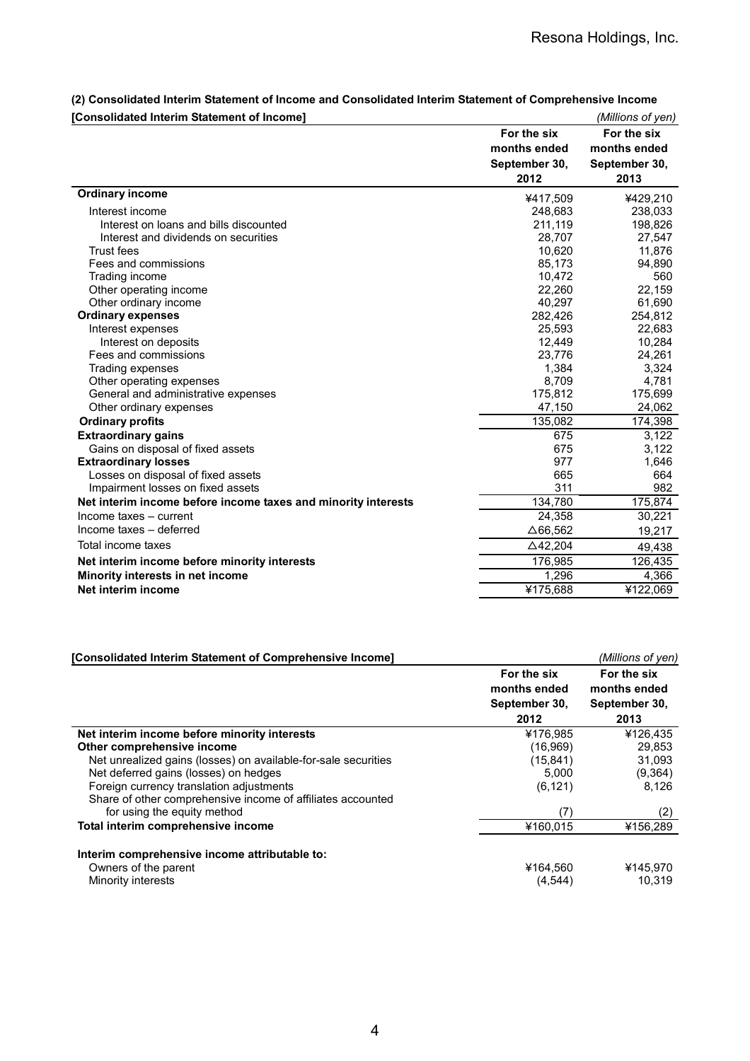### (2) Consolidated Interim Statement of Income and Consolidated Interim Statement of Comprehensive Income

**[Consolidated Interim Statement of Income]**

*(Millions of yen)*

| | For the six months ended September 30, 2012 | For the six months ended September 30, 2013 |
|---|---|---|
| **Ordinary income** | ¥417,509 | ¥429,210 |
| Interest income | 248,683 | 238,033 |
| Interest on loans and bills discounted | 211,119 | 198,826 |
| Interest and dividends on securities | 28,707 | 27,547 |
| Trust fees | 10,620 | 11,876 |
| Fees and commissions | 85,173 | 94,890 |
| Trading income | 10,472 | 560 |
| Other operating income | 22,260 | 22,159 |
| Other ordinary income | 40,297 | 61,690 |
| **Ordinary expenses** | 282,426 | 254,812 |
| Interest expenses | 25,593 | 22,683 |
| Interest on deposits | 12,449 | 10,284 |
| Fees and commissions | 23,776 | 24,261 |
| Trading expenses | 1,384 | 3,324 |
| Other operating expenses | 8,709 | 4,781 |
| General and administrative expenses | 175,812 | 175,699 |
| Other ordinary expenses | 47,150 | 24,062 |
| **Ordinary profits** | 135,082 | 174,398 |
| **Extraordinary gains** | 675 | 3,122 |
| Gains on disposal of fixed assets | 675 | 3,122 |
| **Extraordinary losses** | 977 | 1,646 |
| Losses on disposal of fixed assets | 665 | 664 |
| Impairment losses on fixed assets | 311 | 982 |
| **Net interim income before income taxes and minority interests** | 134,780 | 175,874 |
| Income taxes – current | 24,358 | 30,221 |
| Income taxes – deferred | △66,562 | 19,217 |
| Total income taxes | △42,204 | 49,438 |
| **Net interim income before minority interests** | 176,985 | 126,435 |
| **Minority interests in net income** | 1,296 | 4,366 |
| **Net interim income** | ¥175,688 | ¥122,069 |

**[Consolidated Interim Statement of Comprehensive Income]**

*(Millions of yen)*

| | For the six months ended September 30, 2012 | For the six months ended September 30, 2013 |
|---|---|---|
| **Net interim income before minority interests** | ¥176,985 | ¥126,435 |
| **Other comprehensive income** | (16,969) | 29,853 |
| Net unrealized gains (losses) on available-for-sale securities | (15,841) | 31,093 |
| Net deferred gains (losses) on hedges | 5,000 | (9,364) |
| Foreign currency translation adjustments | (6,121) | 8,126 |
| Share of other comprehensive income of affiliates accounted for using the equity method | (7) | (2) |
| **Total interim comprehensive income** | ¥160,015 | ¥156,289 |
| **Interim comprehensive income attributable to:** | | |
| Owners of the parent | ¥164,560 | ¥145,970 |
| Minority interests | (4,544) | 10,319 |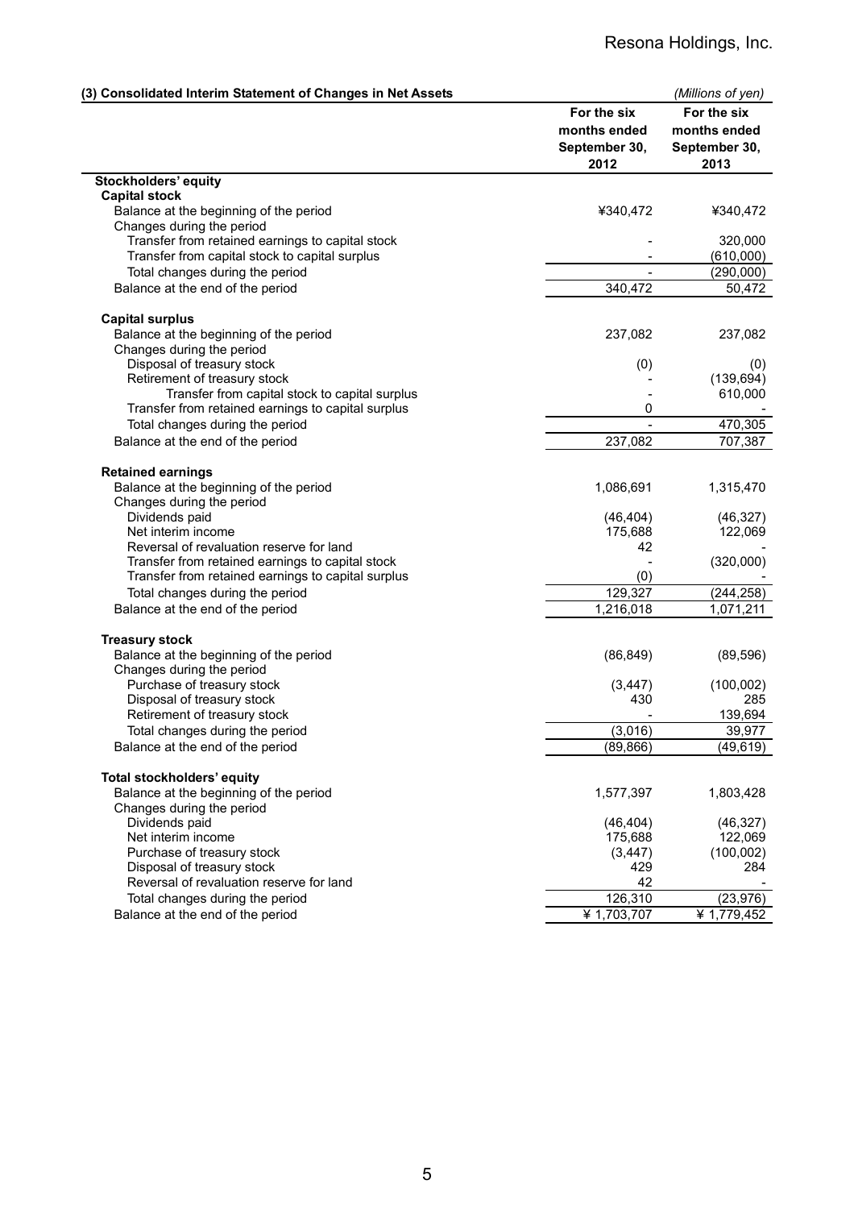### (3) Consolidated Interim Statement of Changes in Net Assets

*(Millions of yen)*

| | For the six months ended September 30, 2012 | For the six months ended September 30, 2013 |
|---|---|---|
| **Stockholders' equity** | | |
| **Capital stock** | | |
| Balance at the beginning of the period | ¥340,472 | ¥340,472 |
| Changes during the period | | |
| Transfer from retained earnings to capital stock | - | 320,000 |
| Transfer from capital stock to capital surplus | - | (610,000) |
| Total changes during the period | - | (290,000) |
| Balance at the end of the period | 340,472 | 50,472 |
| **Capital surplus** | | |
| Balance at the beginning of the period | 237,082 | 237,082 |
| Changes during the period | | |
| Disposal of treasury stock | (0) | (0) |
| Retirement of treasury stock | - | (139,694) |
| Transfer from capital stock to capital surplus | - | 610,000 |
| Transfer from retained earnings to capital surplus | 0 | - |
| Total changes during the period | - | 470,305 |
| Balance at the end of the period | 237,082 | 707,387 |
| **Retained earnings** | | |
| Balance at the beginning of the period | 1,086,691 | 1,315,470 |
| Changes during the period | | |
| Dividends paid | (46,404) | (46,327) |
| Net interim income | 175,688 | 122,069 |
| Reversal of revaluation reserve for land | 42 | - |
| Transfer from retained earnings to capital stock | - | (320,000) |
| Transfer from retained earnings to capital surplus | (0) | - |
| Total changes during the period | 129,327 | (244,258) |
| Balance at the end of the period | 1,216,018 | 1,071,211 |
| **Treasury stock** | | |
| Balance at the beginning of the period | (86,849) | (89,596) |
| Changes during the period | | |
| Purchase of treasury stock | (3,447) | (100,002) |
| Disposal of treasury stock | 430 | 285 |
| Retirement of treasury stock | - | 139,694 |
| Total changes during the period | (3,016) | 39,977 |
| Balance at the end of the period | (89,866) | (49,619) |
| **Total stockholders' equity** | | |
| Balance at the beginning of the period | 1,577,397 | 1,803,428 |
| Changes during the period | | |
| Dividends paid | (46,404) | (46,327) |
| Net interim income | 175,688 | 122,069 |
| Purchase of treasury stock | (3,447) | (100,002) |
| Disposal of treasury stock | 429 | 284 |
| Reversal of revaluation reserve for land | 42 | - |
| Total changes during the period | 126,310 | (23,976) |
| Balance at the end of the period | ¥ 1,703,707 | ¥ 1,779,452 |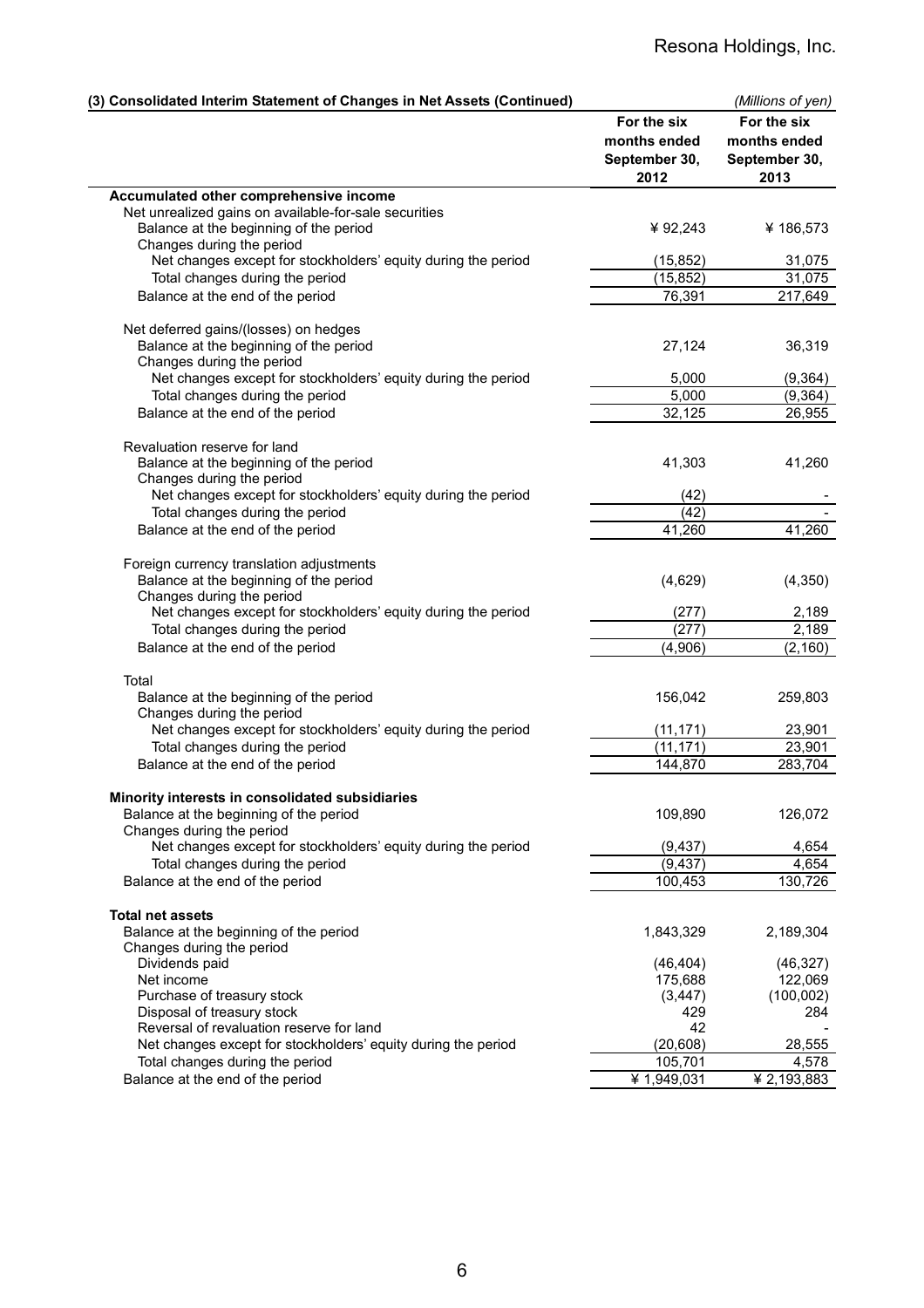### (3) Consolidated Interim Statement of Changes in Net Assets (Continued)

*(Millions of yen)*

| | For the six months ended September 30, 2012 | For the six months ended September 30, 2013 |
|---|---|---|
| **Accumulated other comprehensive income** | | |
| Net unrealized gains on available-for-sale securities | | |
| Balance at the beginning of the period | ¥ 92,243 | ¥ 186,573 |
| Changes during the period | | |
| Net changes except for stockholders' equity during the period | (15,852) | 31,075 |
| Total changes during the period | (15,852) | 31,075 |
| Balance at the end of the period | 76,391 | 217,649 |
| Net deferred gains/(losses) on hedges | | |
| Balance at the beginning of the period | 27,124 | 36,319 |
| Changes during the period | | |
| Net changes except for stockholders' equity during the period | 5,000 | (9,364) |
| Total changes during the period | 5,000 | (9,364) |
| Balance at the end of the period | 32,125 | 26,955 |
| Revaluation reserve for land | | |
| Balance at the beginning of the period | 41,303 | 41,260 |
| Changes during the period | | |
| Net changes except for stockholders' equity during the period | (42) | - |
| Total changes during the period | (42) | - |
| Balance at the end of the period | 41,260 | 41,260 |
| Foreign currency translation adjustments | | |
| Balance at the beginning of the period | (4,629) | (4,350) |
| Changes during the period | | |
| Net changes except for stockholders' equity during the period | (277) | 2,189 |
| Total changes during the period | (277) | 2,189 |
| Balance at the end of the period | (4,906) | (2,160) |
| Total | | |
| Balance at the beginning of the period | 156,042 | 259,803 |
| Changes during the period | | |
| Net changes except for stockholders' equity during the period | (11,171) | 23,901 |
| Total changes during the period | (11,171) | 23,901 |
| Balance at the end of the period | 144,870 | 283,704 |
| **Minority interests in consolidated subsidiaries** | | |
| Balance at the beginning of the period | 109,890 | 126,072 |
| Changes during the period | | |
| Net changes except for stockholders' equity during the period | (9,437) | 4,654 |
| Total changes during the period | (9,437) | 4,654 |
| Balance at the end of the period | 100,453 | 130,726 |
| **Total net assets** | | |
| Balance at the beginning of the period | 1,843,329 | 2,189,304 |
| Changes during the period | | |
| Dividends paid | (46,404) | (46,327) |
| Net income | 175,688 | 122,069 |
| Purchase of treasury stock | (3,447) | (100,002) |
| Disposal of treasury stock | 429 | 284 |
| Reversal of revaluation reserve for land | 42 | - |
| Net changes except for stockholders' equity during the period | (20,608) | 28,555 |
| Total changes during the period | 105,701 | 4,578 |
| Balance at the end of the period | ¥ 1,949,031 | ¥ 2,193,883 |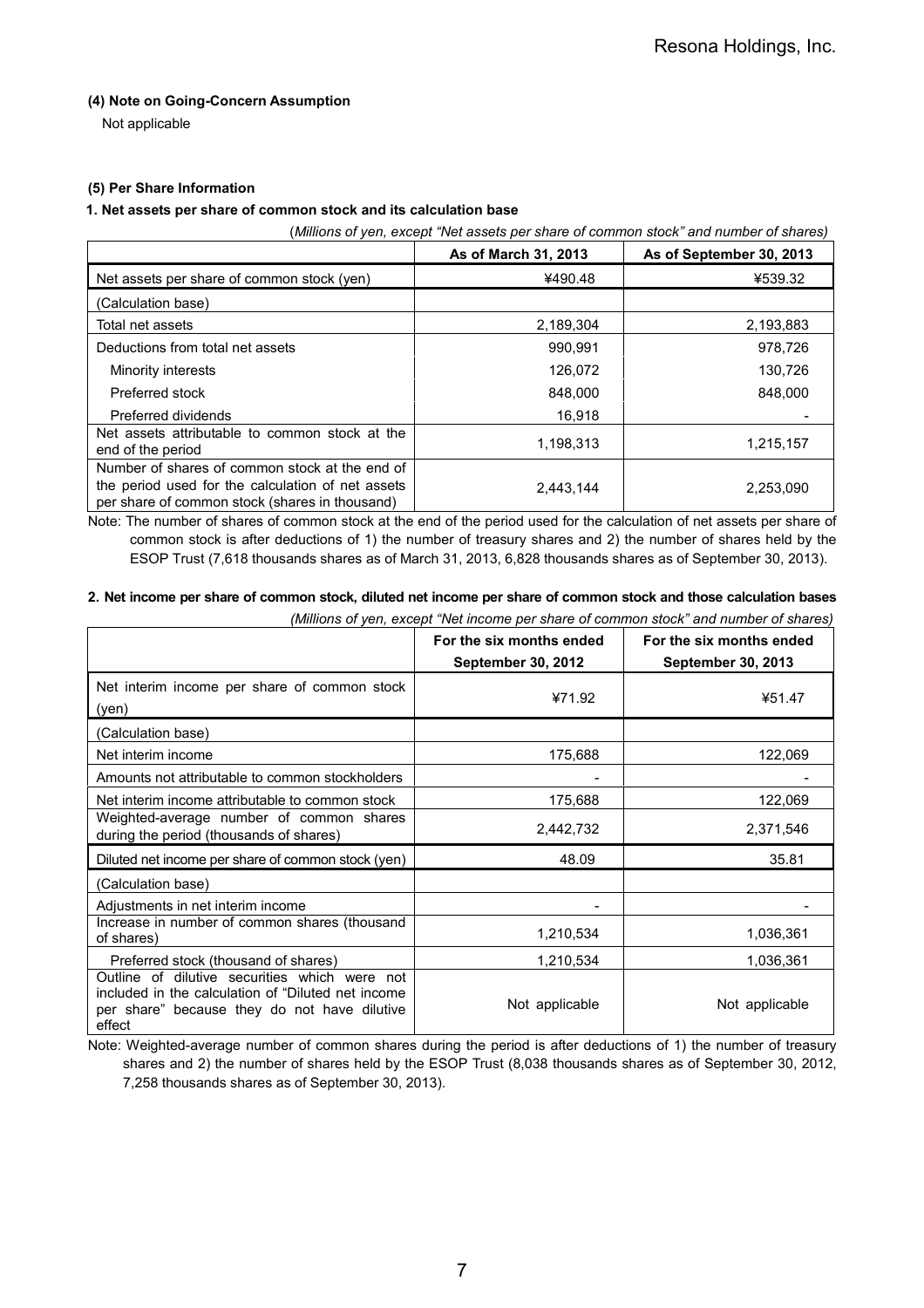#### (4) Note on Going-Concern Assumption

Not applicable

#### (5) Per Share Information

##### 1. Net assets per share of common stock and its calculation base

(*Millions of yen, except "Net assets per share of common stock" and number of shares)*

| | As of March 31, 2013 | As of September 30, 2013 |
|---|---|---|
| Net assets per share of common stock (yen) | ¥490.48 | ¥539.32 |
| (Calculation base) | | |
| Total net assets | 2,189,304 | 2,193,883 |
| Deductions from total net assets | 990,991 | 978,726 |
| Minority interests | 126,072 | 130,726 |
| Preferred stock | 848,000 | 848,000 |
| Preferred dividends | 16,918 | - |
| Net assets attributable to common stock at the end of the period | 1,198,313 | 1,215,157 |
| Number of shares of common stock at the end of the period used for the calculation of net assets per share of common stock (shares in thousand) | 2,443,144 | 2,253,090 |

Note: The number of shares of common stock at the end of the period used for the calculation of net assets per share of common stock is after deductions of 1) the number of treasury shares and 2) the number of shares held by the ESOP Trust (7,618 thousands shares as of March 31, 2013, 6,828 thousands shares as of September 30, 2013).

##### 2. Net income per share of common stock, diluted net income per share of common stock and those calculation bases

*(Millions of yen, except "Net income per share of common stock" and number of shares)*

| | For the six months ended September 30, 2012 | For the six months ended September 30, 2013 |
|---|---|---|
| Net interim income per share of common stock (yen) | ¥71.92 | ¥51.47 |
| (Calculation base) | | |
| Net interim income | 175,688 | 122,069 |
| Amounts not attributable to common stockholders | - | - |
| Net interim income attributable to common stock | 175,688 | 122,069 |
| Weighted-average number of common shares during the period (thousands of shares) | 2,442,732 | 2,371,546 |
| Diluted net income per share of common stock (yen) | 48.09 | 35.81 |
| (Calculation base) | | |
| Adjustments in net interim income | - | - |
| Increase in number of common shares (thousand of shares) | 1,210,534 | 1,036,361 |
| Preferred stock (thousand of shares) | 1,210,534 | 1,036,361 |
| Outline of dilutive securities which were not included in the calculation of "Diluted net income per share" because they do not have dilutive effect | Not applicable | Not applicable |

Note: Weighted-average number of common shares during the period is after deductions of 1) the number of treasury shares and 2) the number of shares held by the ESOP Trust (8,038 thousands shares as of September 30, 2012, 7,258 thousands shares as of September 30, 2013).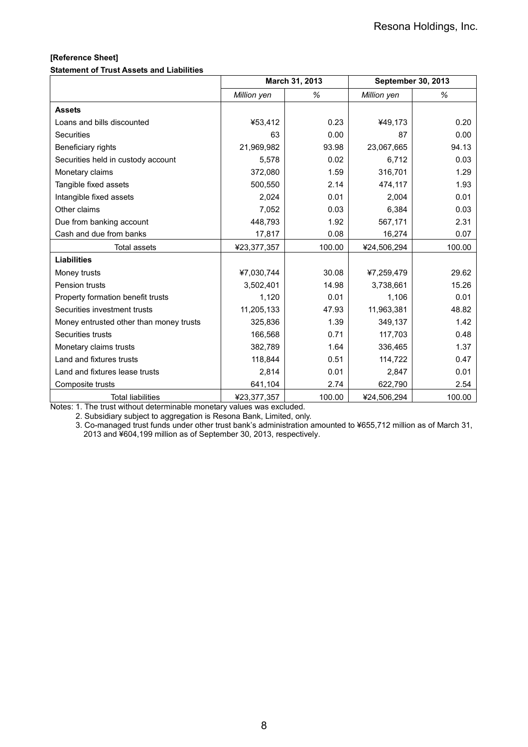**[Reference Sheet]**

**Statement of Trust Assets and Liabilities**

| | March 31, 2013 | | September 30, 2013 | |
|---|---|---|---|---|
| | *Million yen* | *%* | *Million yen* | *%* |
| **Assets** | | | | |
| Loans and bills discounted | ¥53,412 | 0.23 | ¥49,173 | 0.20 |
| Securities | 63 | 0.00 | 87 | 0.00 |
| Beneficiary rights | 21,969,982 | 93.98 | 23,067,665 | 94.13 |
| Securities held in custody account | 5,578 | 0.02 | 6,712 | 0.03 |
| Monetary claims | 372,080 | 1.59 | 316,701 | 1.29 |
| Tangible fixed assets | 500,550 | 2.14 | 474,117 | 1.93 |
| Intangible fixed assets | 2,024 | 0.01 | 2,004 | 0.01 |
| Other claims | 7,052 | 0.03 | 6,384 | 0.03 |
| Due from banking account | 448,793 | 1.92 | 567,171 | 2.31 |
| Cash and due from banks | 17,817 | 0.08 | 16,274 | 0.07 |
| Total assets | ¥23,377,357 | 100.00 | ¥24,506,294 | 100.00 |
| **Liabilities** | | | | |
| Money trusts | ¥7,030,744 | 30.08 | ¥7,259,479 | 29.62 |
| Pension trusts | 3,502,401 | 14.98 | 3,738,661 | 15.26 |
| Property formation benefit trusts | 1,120 | 0.01 | 1,106 | 0.01 |
| Securities investment trusts | 11,205,133 | 47.93 | 11,963,381 | 48.82 |
| Money entrusted other than money trusts | 325,836 | 1.39 | 349,137 | 1.42 |
| Securities trusts | 166,568 | 0.71 | 117,703 | 0.48 |
| Monetary claims trusts | 382,789 | 1.64 | 336,465 | 1.37 |
| Land and fixtures trusts | 118,844 | 0.51 | 114,722 | 0.47 |
| Land and fixtures lease trusts | 2,814 | 0.01 | 2,847 | 0.01 |
| Composite trusts | 641,104 | 2.74 | 622,790 | 2.54 |
| Total liabilities | ¥23,377,357 | 100.00 | ¥24,506,294 | 100.00 |

Notes: 1. The trust without determinable monetary values was excluded.

2. Subsidiary subject to aggregation is Resona Bank, Limited, only.

3. Co-managed trust funds under other trust bank's administration amounted to ¥655,712 million as of March 31, 2013 and ¥604,199 million as of September 30, 2013, respectively.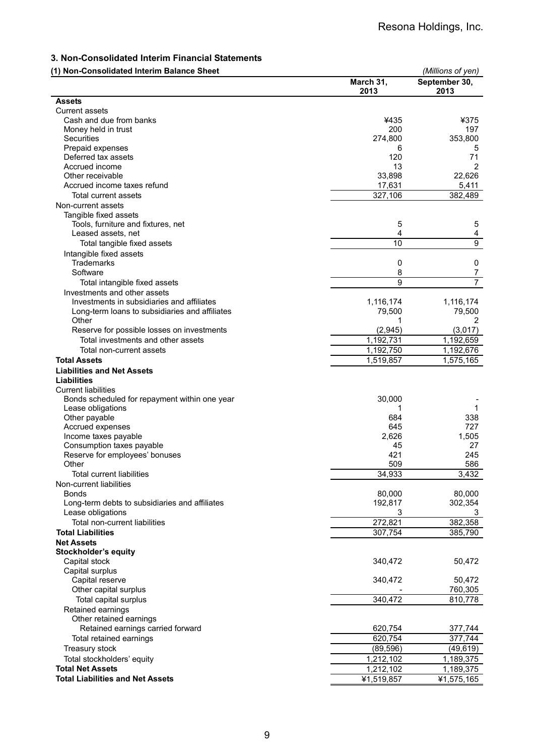## 3. Non-Consolidated Interim Financial Statements

### (1) Non-Consolidated Interim Balance Sheet

*(Millions of yen)*

| | March 31, 2013 | September 30, 2013 |
|---|---|---|
| **Assets** | | |
| Current assets | | |
| Cash and due from banks | ¥435 | ¥375 |
| Money held in trust | 200 | 197 |
| Securities | 274,800 | 353,800 |
| Prepaid expenses | 6 | 5 |
| Deferred tax assets | 120 | 71 |
| Accrued income | 13 | 2 |
| Other receivable | 33,898 | 22,626 |
| Accrued income taxes refund | 17,631 | 5,411 |
| Total current assets | 327,106 | 382,489 |
| Non-current assets | | |
| Tangible fixed assets | | |
| Tools, furniture and fixtures, net | 5 | 5 |
| Leased assets, net | 4 | 4 |
| Total tangible fixed assets | 10 | 9 |
| Intangible fixed assets | | |
| Trademarks | 0 | 0 |
| Software | 8 | 7 |
| Total intangible fixed assets | 9 | 7 |
| Investments and other assets | | |
| Investments in subsidiaries and affiliates | 1,116,174 | 1,116,174 |
| Long-term loans to subsidiaries and affiliates | 79,500 | 79,500 |
| Other | 1 | 2 |
| Reserve for possible losses on investments | (2,945) | (3,017) |
| Total investments and other assets | 1,192,731 | 1,192,659 |
| Total non-current assets | 1,192,750 | 1,192,676 |
| **Total Assets** | 1,519,857 | 1,575,165 |
| **Liabilities and Net Assets** | | |
| **Liabilities** | | |
| Current liabilities | | |
| Bonds scheduled for repayment within one year | 30,000 | - |
| Lease obligations | 1 | 1 |
| Other payable | 684 | 338 |
| Accrued expenses | 645 | 727 |
| Income taxes payable | 2,626 | 1,505 |
| Consumption taxes payable | 45 | 27 |
| Reserve for employees' bonuses | 421 | 245 |
| Other | 509 | 586 |
| Total current liabilities | 34,933 | 3,432 |
| Non-current liabilities | | |
| Bonds | 80,000 | 80,000 |
| Long-term debts to subsidiaries and affiliates | 192,817 | 302,354 |
| Lease obligations | 3 | 3 |
| Total non-current liabilities | 272,821 | 382,358 |
| **Total Liabilities** | 307,754 | 385,790 |
| **Net Assets** | | |
| **Stockholder's equity** | | |
| Capital stock | 340,472 | 50,472 |
| Capital surplus | | |
| Capital reserve | 340,472 | 50,472 |
| Other capital surplus | - | 760,305 |
| Total capital surplus | 340,472 | 810,778 |
| Retained earnings | | |
| Other retained earnings | | |
| Retained earnings carried forward | 620,754 | 377,744 |
| Total retained earnings | 620,754 | 377,744 |
| Treasury stock | (89,596) | (49,619) |
| Total stockholders' equity | 1,212,102 | 1,189,375 |
| **Total Net Assets** | 1,212,102 | 1,189,375 |
| **Total Liabilities and Net Assets** | ¥1,519,857 | ¥1,575,165 |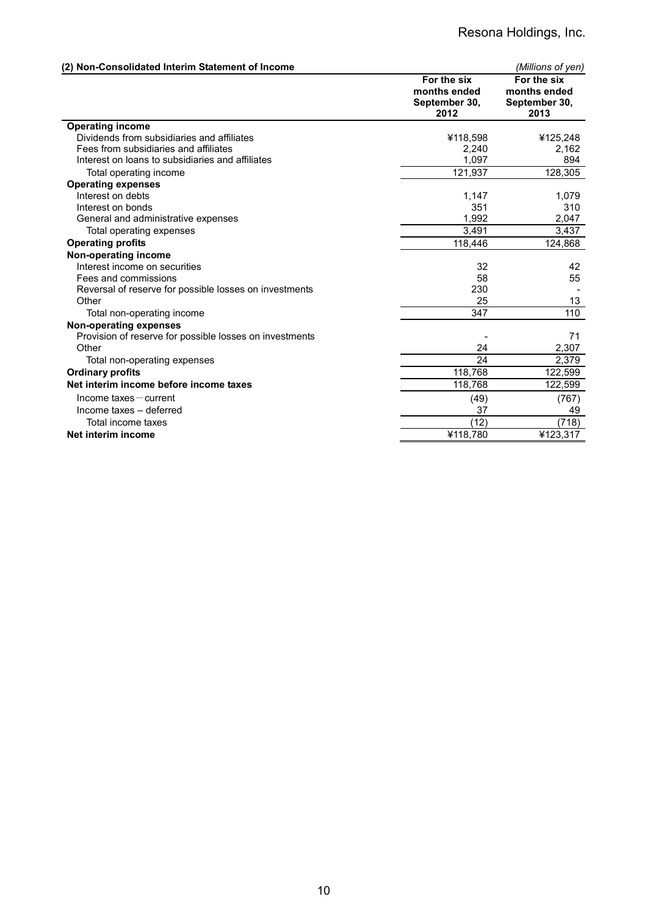### (2) Non-Consolidated Interim Statement of Income

*(Millions of yen)*

| | For the six months ended September 30, 2012 | For the six months ended September 30, 2013 |
|---|---|---|
| **Operating income** | | |
| Dividends from subsidiaries and affiliates | ¥118,598 | ¥125,248 |
| Fees from subsidiaries and affiliates | 2,240 | 2,162 |
| Interest on loans to subsidiaries and affiliates | 1,097 | 894 |
| Total operating income | 121,937 | 128,305 |
| **Operating expenses** | | |
| Interest on debts | 1,147 | 1,079 |
| Interest on bonds | 351 | 310 |
| General and administrative expenses | 1,992 | 2,047 |
| Total operating expenses | 3,491 | 3,437 |
| **Operating profits** | 118,446 | 124,868 |
| **Non-operating income** | | |
| Interest income on securities | 32 | 42 |
| Fees and commissions | 58 | 55 |
| Reversal of reserve for possible losses on investments | 230 | - |
| Other | 25 | 13 |
| Total non-operating income | 347 | 110 |
| **Non-operating expenses** | | |
| Provision of reserve for possible losses on investments | - | 71 |
| Other | 24 | 2,307 |
| Total non-operating expenses | 24 | 2,379 |
| **Ordinary profits** | 118,768 | 122,599 |
| **Net interim income before income taxes** | 118,768 | 122,599 |
| Income taxes－current | (49) | (767) |
| Income taxes – deferred | 37 | 49 |
| Total income taxes | (12) | (718) |
| **Net interim income** | ¥118,780 | ¥123,317 |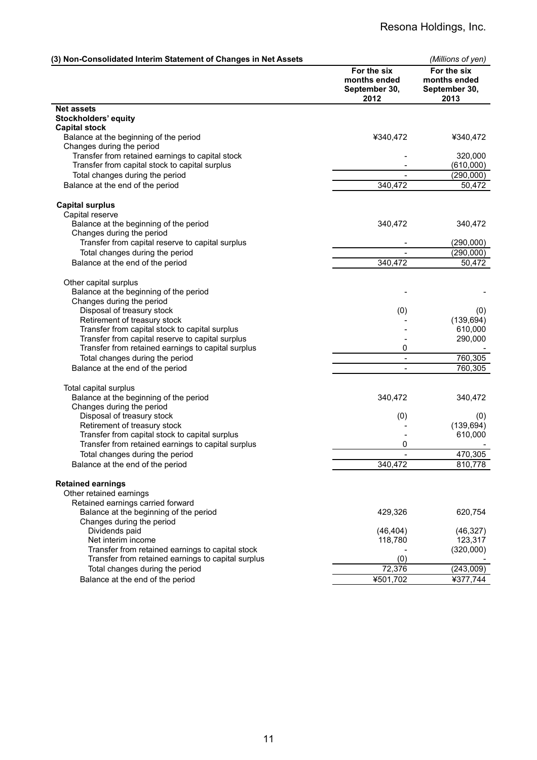### (3) Non-Consolidated Interim Statement of Changes in Net Assets

*(Millions of yen)*

| | For the six months ended September 30, 2012 | For the six months ended September 30, 2013 |
|---|---|---|
| **Net assets** | | |
| **Stockholders' equity** | | |
| **Capital stock** | | |
| Balance at the beginning of the period | ¥340,472 | ¥340,472 |
| Changes during the period | | |
| Transfer from retained earnings to capital stock | - | 320,000 |
| Transfer from capital stock to capital surplus | - | (610,000) |
| Total changes during the period | - | (290,000) |
| Balance at the end of the period | 340,472 | 50,472 |
| **Capital surplus** | | |
| Capital reserve | | |
| Balance at the beginning of the period | 340,472 | 340,472 |
| Changes during the period | | |
| Transfer from capital reserve to capital surplus | - | (290,000) |
| Total changes during the period | - | (290,000) |
| Balance at the end of the period | 340,472 | 50,472 |
| Other capital surplus | | |
| Balance at the beginning of the period | - | - |
| Changes during the period | | |
| Disposal of treasury stock | (0) | (0) |
| Retirement of treasury stock | - | (139,694) |
| Transfer from capital stock to capital surplus | - | 610,000 |
| Transfer from capital reserve to capital surplus | - | 290,000 |
| Transfer from retained earnings to capital surplus | 0 | - |
| Total changes during the period | - | 760,305 |
| Balance at the end of the period | - | 760,305 |
| Total capital surplus | | |
| Balance at the beginning of the period | 340,472 | 340,472 |
| Changes during the period | | |
| Disposal of treasury stock | (0) | (0) |
| Retirement of treasury stock | - | (139,694) |
| Transfer from capital stock to capital surplus | - | 610,000 |
| Transfer from retained earnings to capital surplus | 0 | - |
| Total changes during the period | - | 470,305 |
| Balance at the end of the period | 340,472 | 810,778 |
| **Retained earnings** | | |
| Other retained earnings | | |
| Retained earnings carried forward | | |
| Balance at the beginning of the period | 429,326 | 620,754 |
| Changes during the period | | |
| Dividends paid | (46,404) | (46,327) |
| Net interim income | 118,780 | 123,317 |
| Transfer from retained earnings to capital stock | - | (320,000) |
| Transfer from retained earnings to capital surplus | (0) | - |
| Total changes during the period | 72,376 | (243,009) |
| Balance at the end of the period | ¥501,702 | ¥377,744 |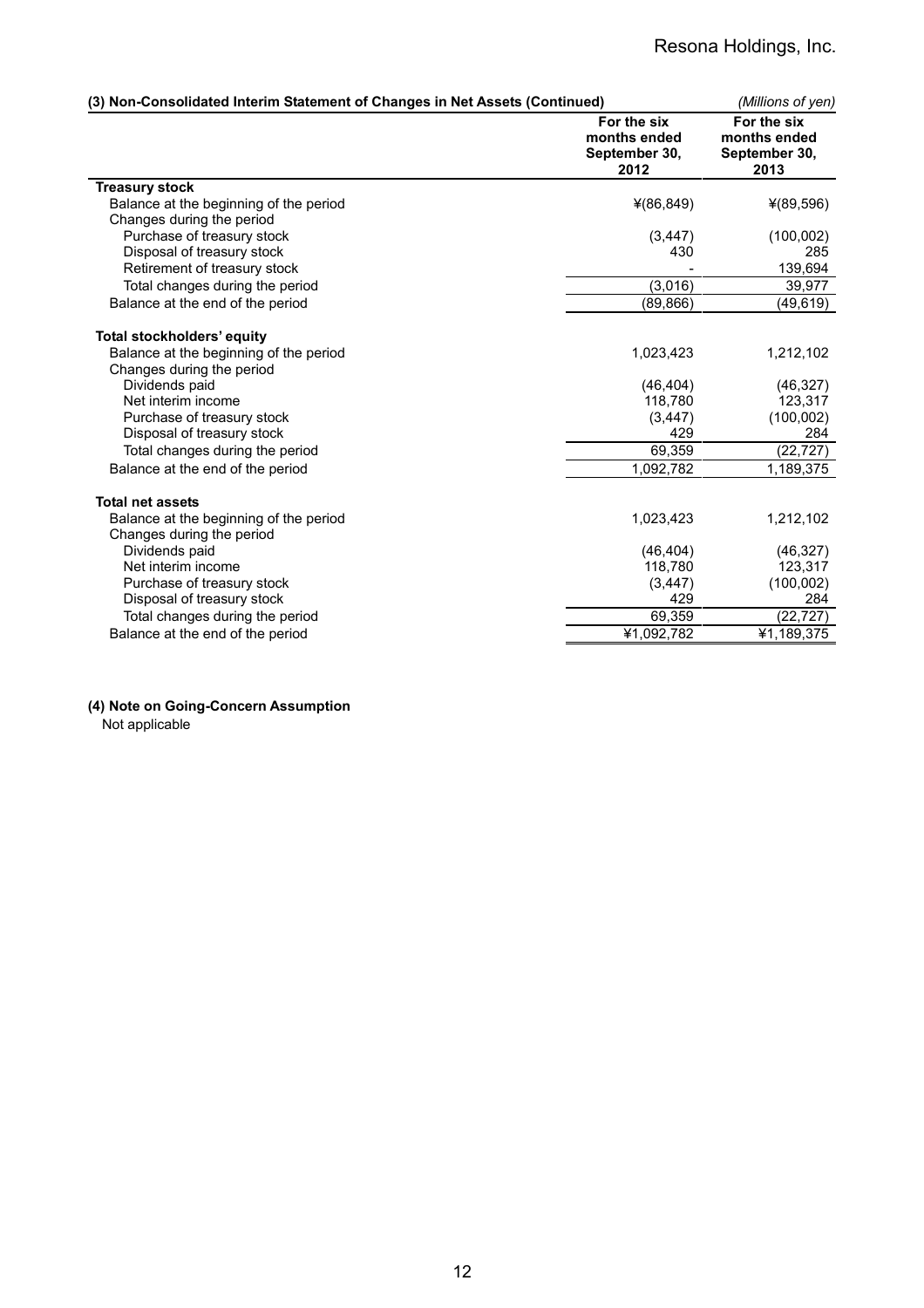**(3) Non-Consolidated Interim Statement of Changes in Net Assets (Continued)** *(Millions of yen)*

| | For the six months ended September 30, 2012 | For the six months ended September 30, 2013 |
|---|---|---|
| **Treasury stock** | | |
| Balance at the beginning of the period | ¥(86,849) | ¥(89,596) |
| Changes during the period | | |
| Purchase of treasury stock | (3,447) | (100,002) |
| Disposal of treasury stock | 430 | 285 |
| Retirement of treasury stock | - | 139,694 |
| Total changes during the period | (3,016) | 39,977 |
| Balance at the end of the period | (89,866) | (49,619) |
| **Total stockholders' equity** | | |
| Balance at the beginning of the period | 1,023,423 | 1,212,102 |
| Changes during the period | | |
| Dividends paid | (46,404) | (46,327) |
| Net interim income | 118,780 | 123,317 |
| Purchase of treasury stock | (3,447) | (100,002) |
| Disposal of treasury stock | 429 | 284 |
| Total changes during the period | 69,359 | (22,727) |
| Balance at the end of the period | 1,092,782 | 1,189,375 |
| **Total net assets** | | |
| Balance at the beginning of the period | 1,023,423 | 1,212,102 |
| Changes during the period | | |
| Dividends paid | (46,404) | (46,327) |
| Net interim income | 118,780 | 123,317 |
| Purchase of treasury stock | (3,447) | (100,002) |
| Disposal of treasury stock | 429 | 284 |
| Total changes during the period | 69,359 | (22,727) |
| Balance at the end of the period | ¥1,092,782 | ¥1,189,375 |

**(4) Note on Going-Concern Assumption**

Not applicable